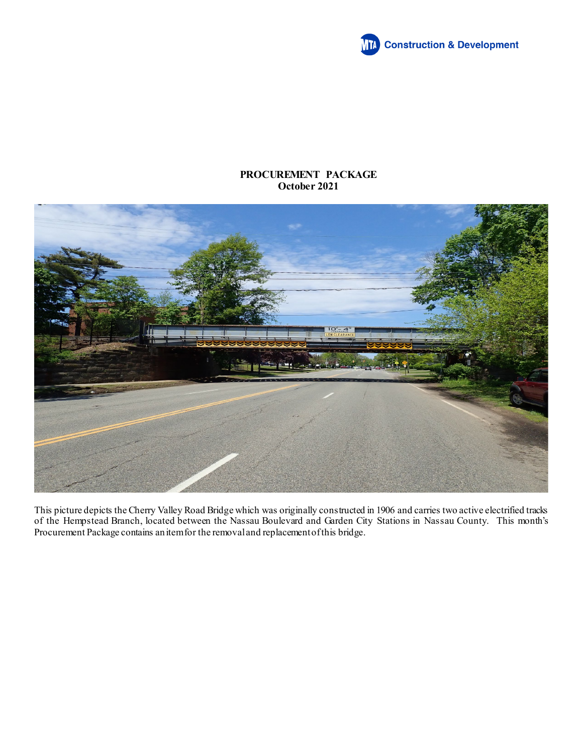MTA Construction & Development

# PROCUREMENT PACKAGE
## October 2021

This picture depicts the Cherry Valley Road Bridge which was originally constructed in 1906 and carries two active electrified tracks of the Hempstead Branch, located between the Nassau Boulevard and Garden City Stations in Nassau County. This month's Procurement Package contains an item for the removal and replacement of this bridge.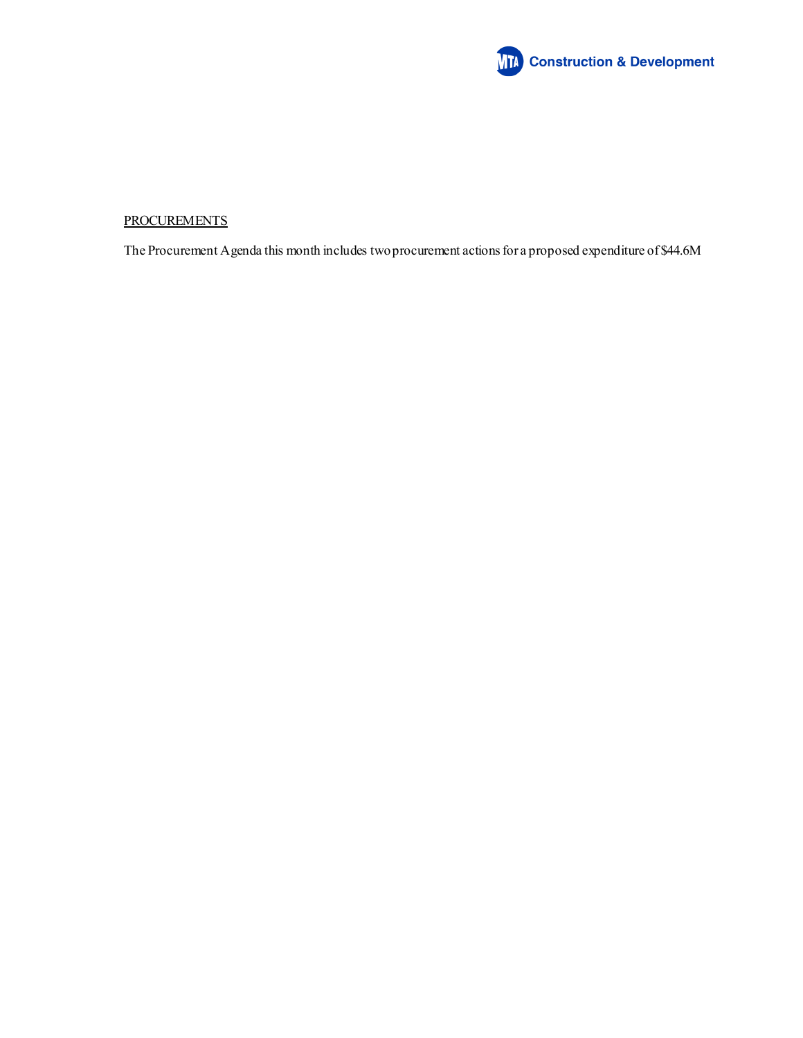PROCUREMENTS

The Procurement Agenda this month includes two procurement actions for a proposed expenditure of $44.6M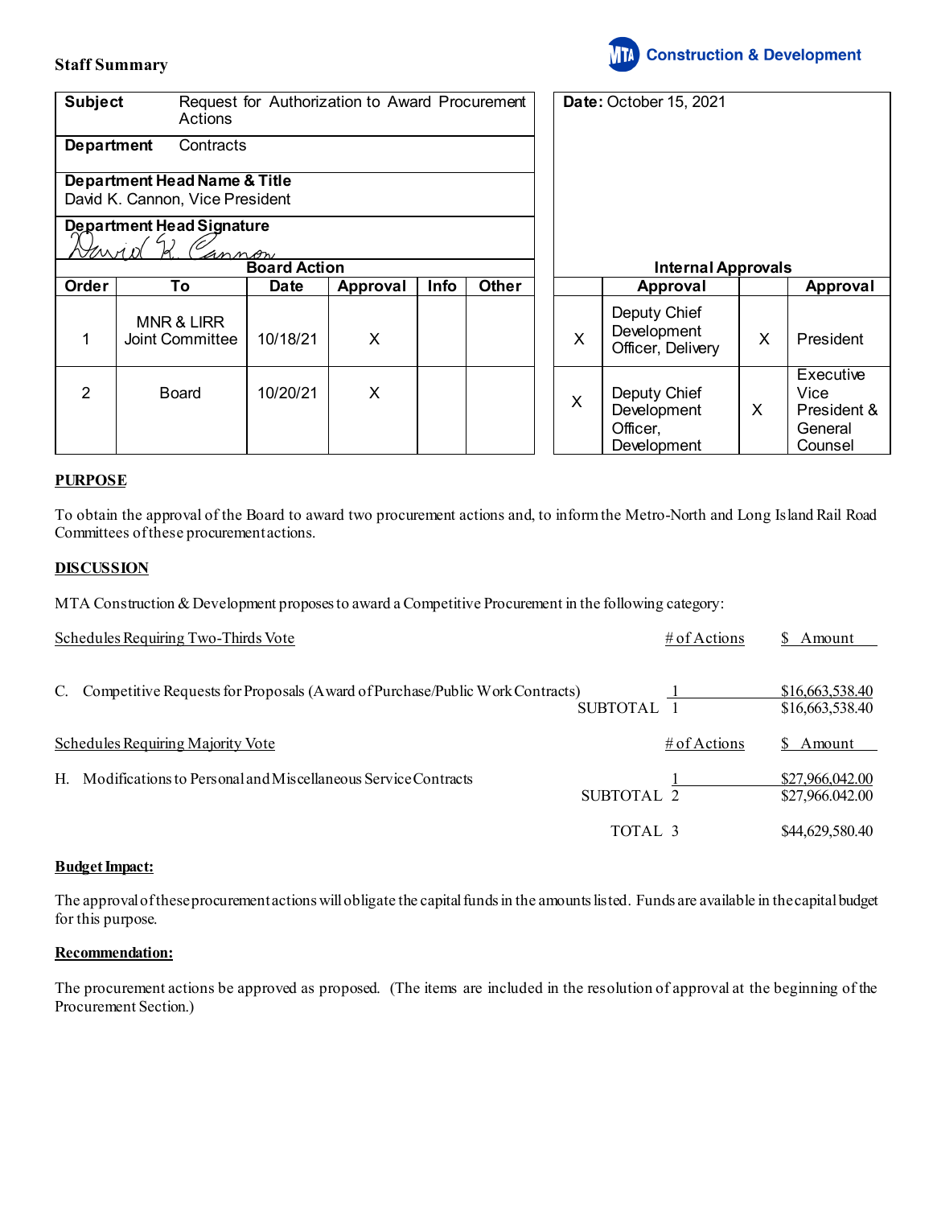## Staff Summary

MTA Construction & Development

| Subject | Request for Authorization to Award Procurement Actions |
|---|---|
| Department | Contracts |
| Department Head Name & Title | David K. Cannon, Vice President |
| Department Head Signature | David K. Cannon |

**Date:** October 15, 2021

**Board Action**

| Order | To | Date | Approval | Info | Other |
|---|---|---|---|---|---|
| 1 | MNR & LIRR Joint Committee | 10/18/21 | X | | |
| 2 | Board | 10/20/21 | X | | |

**Internal Approvals**

| | Approval | | Approval |
|---|---|---|---|
| X | Deputy Chief Development Officer, Delivery | X | President |
| X | Deputy Chief Development Officer, Development | X | Executive Vice President & General Counsel |

**PURPOSE**

To obtain the approval of the Board to award two procurement actions and, to inform the Metro-North and Long Island Rail Road Committees of these procurement actions.

**DISCUSSION**

MTA Construction & Development proposes to award a Competitive Procurement in the following category:

| Schedules Requiring Two-Thirds Vote | # of Actions | $ Amount |
|---|---|---|
| C. Competitive Requests for Proposals (Award of Purchase/Public Work Contracts) | 1 | $16,663,538.40 |
| SUBTOTAL | 1 | $16,663,538.40 |

| Schedules Requiring Majority Vote | # of Actions | $ Amount |
|---|---|---|
| H. Modifications to Personal and Miscellaneous Service Contracts | 1 | $27,966,042.00 |
| SUBTOTAL | 2 | $27,966,042.00 |
| TOTAL | 3 | $44,629,580.40 |

**Budget Impact:**

The approval of these procurement actions will obligate the capital funds in the amounts listed. Funds are available in the capital budget for this purpose.

**Recommendation:**

The procurement actions be approved as proposed. (The items are included in the resolution of approval at the beginning of the Procurement Section.)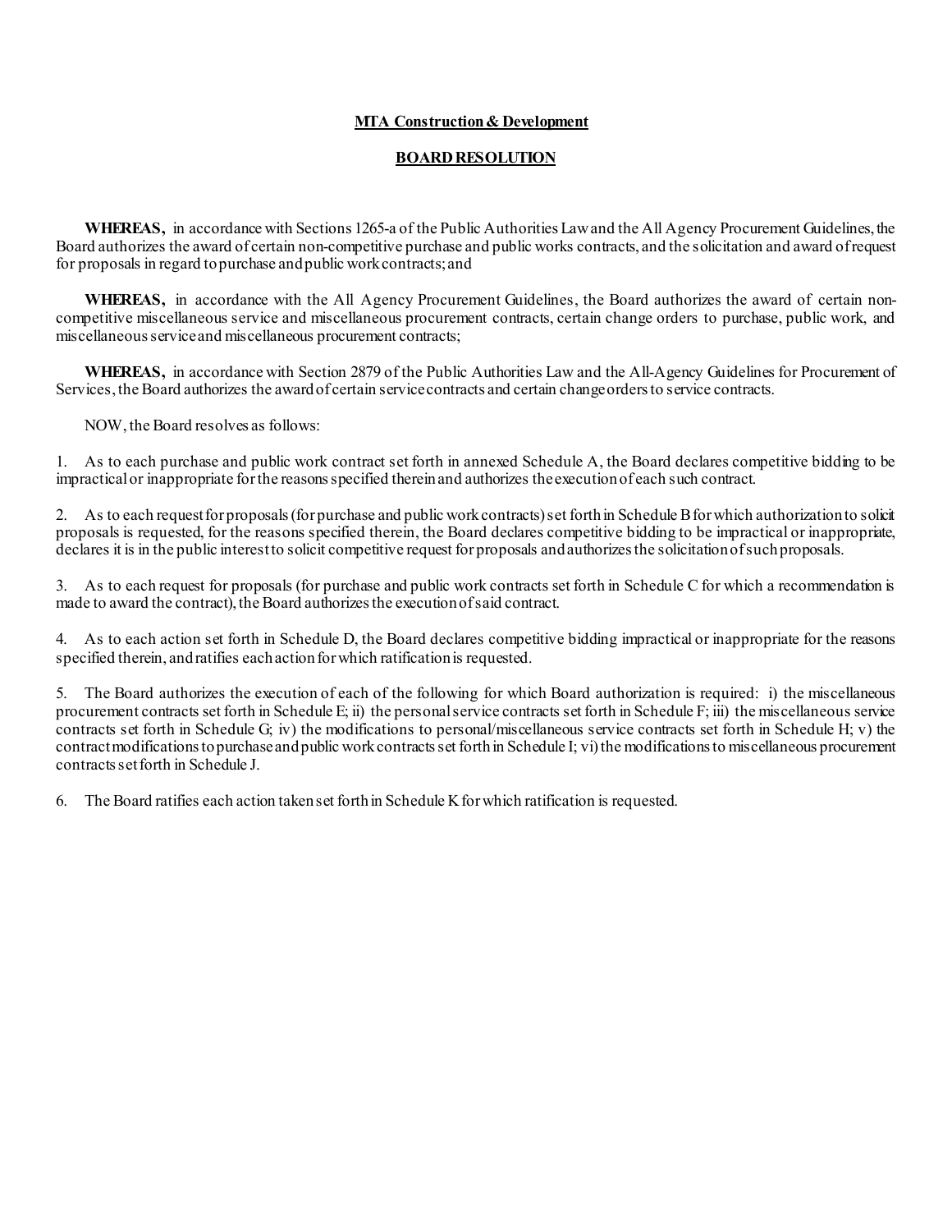**MTA Construction & Development**

**BOARD RESOLUTION**

**WHEREAS,** in accordance with Sections 1265-a of the Public Authorities Law and the All Agency Procurement Guidelines, the Board authorizes the award of certain non-competitive purchase and public works contracts, and the solicitation and award of request for proposals in regard to purchase and public work contracts; and

**WHEREAS,** in accordance with the All Agency Procurement Guidelines, the Board authorizes the award of certain non-competitive miscellaneous service and miscellaneous procurement contracts, certain change orders to purchase, public work, and miscellaneous service and miscellaneous procurement contracts;

**WHEREAS,** in accordance with Section 2879 of the Public Authorities Law and the All-Agency Guidelines for Procurement of Services, the Board authorizes the award of certain service contracts and certain change orders to service contracts.

NOW, the Board resolves as follows:

1. As to each purchase and public work contract set forth in annexed Schedule A, the Board declares competitive bidding to be impractical or inappropriate for the reasons specified therein and authorizes the execution of each such contract.

2. As to each request for proposals (for purchase and public work contracts) set forth in Schedule B for which authorization to solicit proposals is requested, for the reasons specified therein, the Board declares competitive bidding to be impractical or inappropriate, declares it is in the public interest to solicit competitive request for proposals and authorizes the solicitation of such proposals.

3. As to each request for proposals (for purchase and public work contracts set forth in Schedule C for which a recommendation is made to award the contract), the Board authorizes the execution of said contract.

4. As to each action set forth in Schedule D, the Board declares competitive bidding impractical or inappropriate for the reasons specified therein, and ratifies each action for which ratification is requested.

5. The Board authorizes the execution of each of the following for which Board authorization is required: i) the miscellaneous procurement contracts set forth in Schedule E; ii) the personal service contracts set forth in Schedule F; iii) the miscellaneous service contracts set forth in Schedule G; iv) the modifications to personal/miscellaneous service contracts set forth in Schedule H; v) the contract modifications to purchase and public work contracts set forth in Schedule I; vi) the modifications to miscellaneous procurement contracts set forth in Schedule J.

6. The Board ratifies each action taken set forth in Schedule K for which ratification is requested.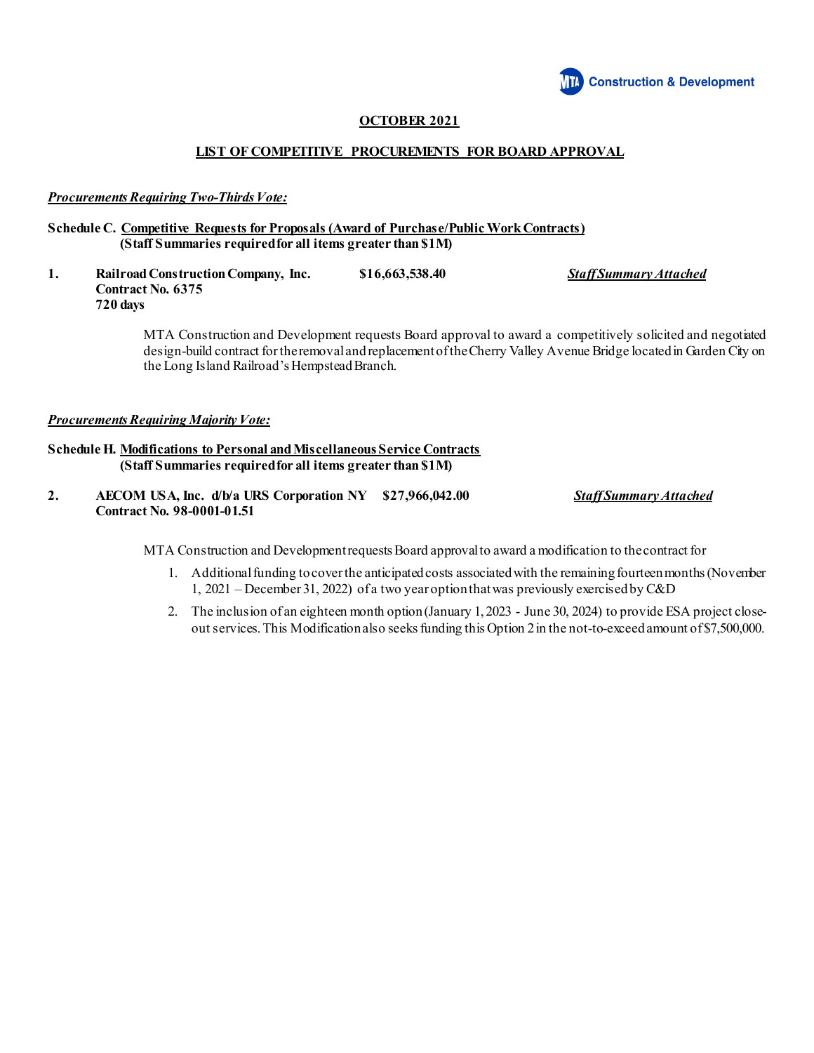MTA Construction & Development

**OCTOBER 2021**

**LIST OF COMPETITIVE PROCUREMENTS FOR BOARD APPROVAL**

***Procurements Requiring Two-Thirds Vote:***

**Schedule C. Competitive Requests for Proposals (Award of Purchase/Public Work Contracts)**
**(Staff Summaries required for all items greater than $1M)**

**1. Railroad Construction Company, Inc. — $16,663,538.40 — *Staff Summary Attached***
**Contract No. 6375**
**720 days**

MTA Construction and Development requests Board approval to award a competitively solicited and negotiated design-build contract for the removal and replacement of the Cherry Valley Avenue Bridge located in Garden City on the Long Island Railroad's Hempstead Branch.

***Procurements Requiring Majority Vote:***

**Schedule H. Modifications to Personal and Miscellaneous Service Contracts**
**(Staff Summaries required for all items greater than $1M)**

**2. AECOM USA, Inc. d/b/a URS Corporation NY — $27,966,042.00 — *Staff Summary Attached***
**Contract No. 98-0001-01.51**

MTA Construction and Development requests Board approval to award a modification to the contract for

1. Additional funding to cover the anticipated costs associated with the remaining fourteen months (November 1, 2021 – December 31, 2022) of a two year option that was previously exercised by C&D
2. The inclusion of an eighteen month option (January 1, 2023 - June 30, 2024) to provide ESA project close-out services. This Modification also seeks funding this Option 2 in the not-to-exceed amount of $7,500,000.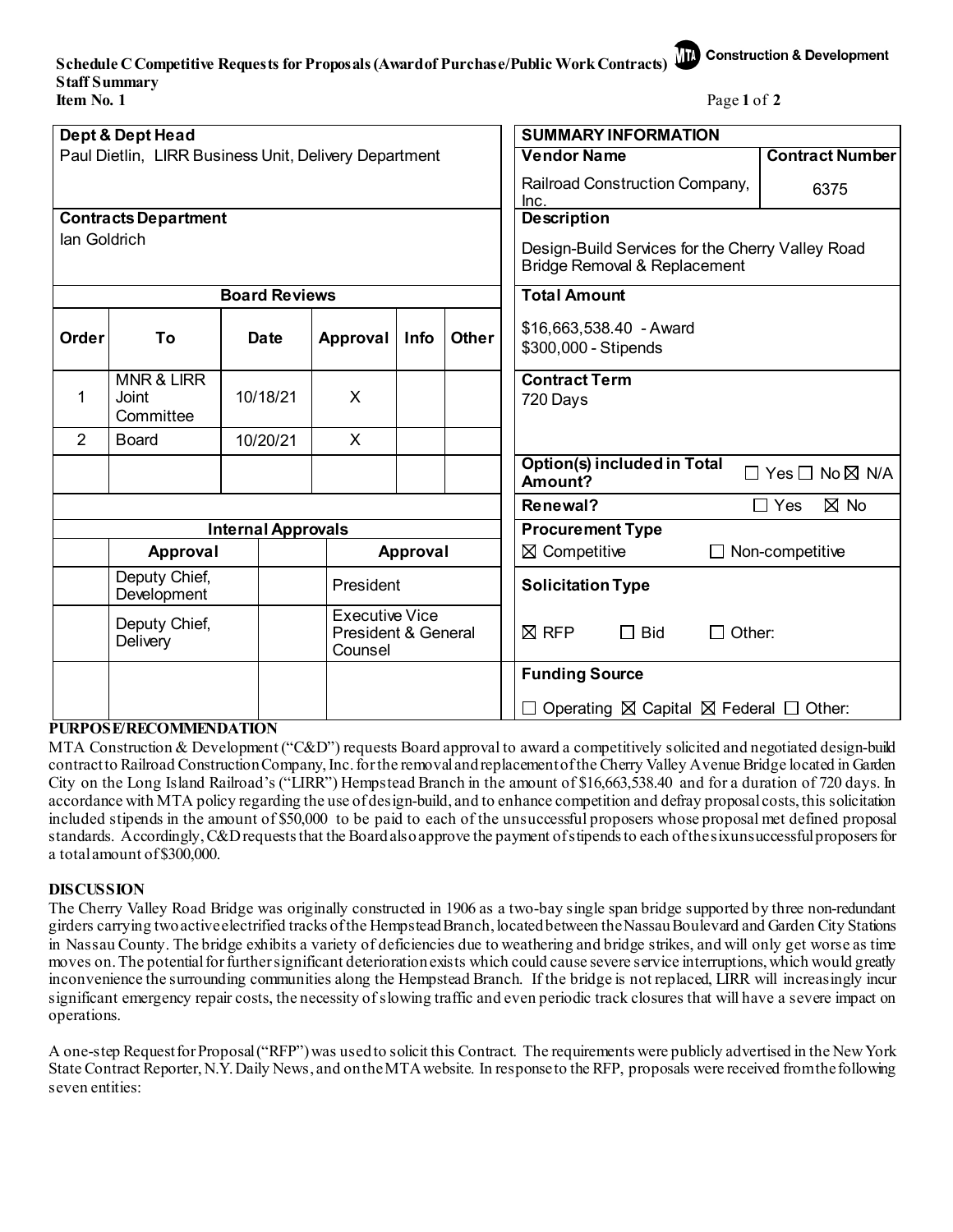**Schedule C Competitive Requests for Proposals (Award of Purchase/Public Work Contracts)**
**Staff Summary**
**Item No. 1**

Construction & Development

| Dept & Dept Head | | | | | |
|---|---|---|---|---|---|
| Paul Dietlin, LIRR Business Unit, Delivery Department | | | | | |
| **Contracts Department** | | | | | |
| Ian Goldrich | | | | | |
| **Board Reviews** | | | | | |
| **Order** | **To** | **Date** | **Approval** | **Info** | **Other** |
| 1 | MNR & LIRR Joint Committee | 10/18/21 | X | | |
| 2 | Board | 10/20/21 | X | | |
| | | | | | |

| **Internal Approvals** | | | |
|---|---|---|---|
| | **Approval** | | **Approval** |
| | Deputy Chief, Development | | President |
| | Deputy Chief, Delivery | | Executive Vice President & General Counsel |
| | | | |

| **SUMMARY INFORMATION** | |
|---|---|
| **Vendor Name** | **Contract Number** |
| Railroad Construction Company, Inc. | 6375 |
| **Description** | |
| Design-Build Services for the Cherry Valley Road Bridge Removal & Replacement | |
| **Total Amount** | |
| $16,663,538.40 - Award<br>$300,000 - Stipends | |
| **Contract Term** | |
| 720 Days | |
| **Option(s) included in Total Amount?** | ☐ Yes ☐ No ☒ N/A |
| **Renewal?** | ☐ Yes ☒ No |
| **Procurement Type** | |
| ☒ Competitive | ☐ Non-competitive |
| **Solicitation Type** | |
| ☒ RFP ☐ Bid ☐ Other: | |
| **Funding Source** | |
| ☐ Operating ☒ Capital ☒ Federal ☐ Other: | |

**PURPOSE/RECOMMENDATION**

MTA Construction & Development ("C&D") requests Board approval to award a competitively solicited and negotiated design-build contract to Railroad Construction Company, Inc. for the removal and replacement of the Cherry Valley Avenue Bridge located in Garden City on the Long Island Railroad's ("LIRR") Hempstead Branch in the amount of $16,663,538.40 and for a duration of 720 days. In accordance with MTA policy regarding the use of design-build, and to enhance competition and defray proposal costs, this solicitation included stipends in the amount of $50,000 to be paid to each of the unsuccessful proposers whose proposal met defined proposal standards. Accordingly, C&D requests that the Board also approve the payment of stipends to each of the six unsuccessful proposers for a total amount of $300,000.

**DISCUSSION**

The Cherry Valley Road Bridge was originally constructed in 1906 as a two-bay single span bridge supported by three non-redundant girders carrying two active electrified tracks of the Hempstead Branch, located between the Nassau Boulevard and Garden City Stations in Nassau County. The bridge exhibits a variety of deficiencies due to weathering and bridge strikes, and will only get worse as time moves on. The potential for further significant deterioration exists which could cause severe service interruptions, which would greatly inconvenience the surrounding communities along the Hempstead Branch. If the bridge is not replaced, LIRR will increasingly incur significant emergency repair costs, the necessity of slowing traffic and even periodic track closures that will have a severe impact on operations.

A one-step Request for Proposal ("RFP") was used to solicit this Contract. The requirements were publicly advertised in the New York State Contract Reporter, N.Y. Daily News, and on the MTA website. In response to the RFP, proposals were received from the following seven entities: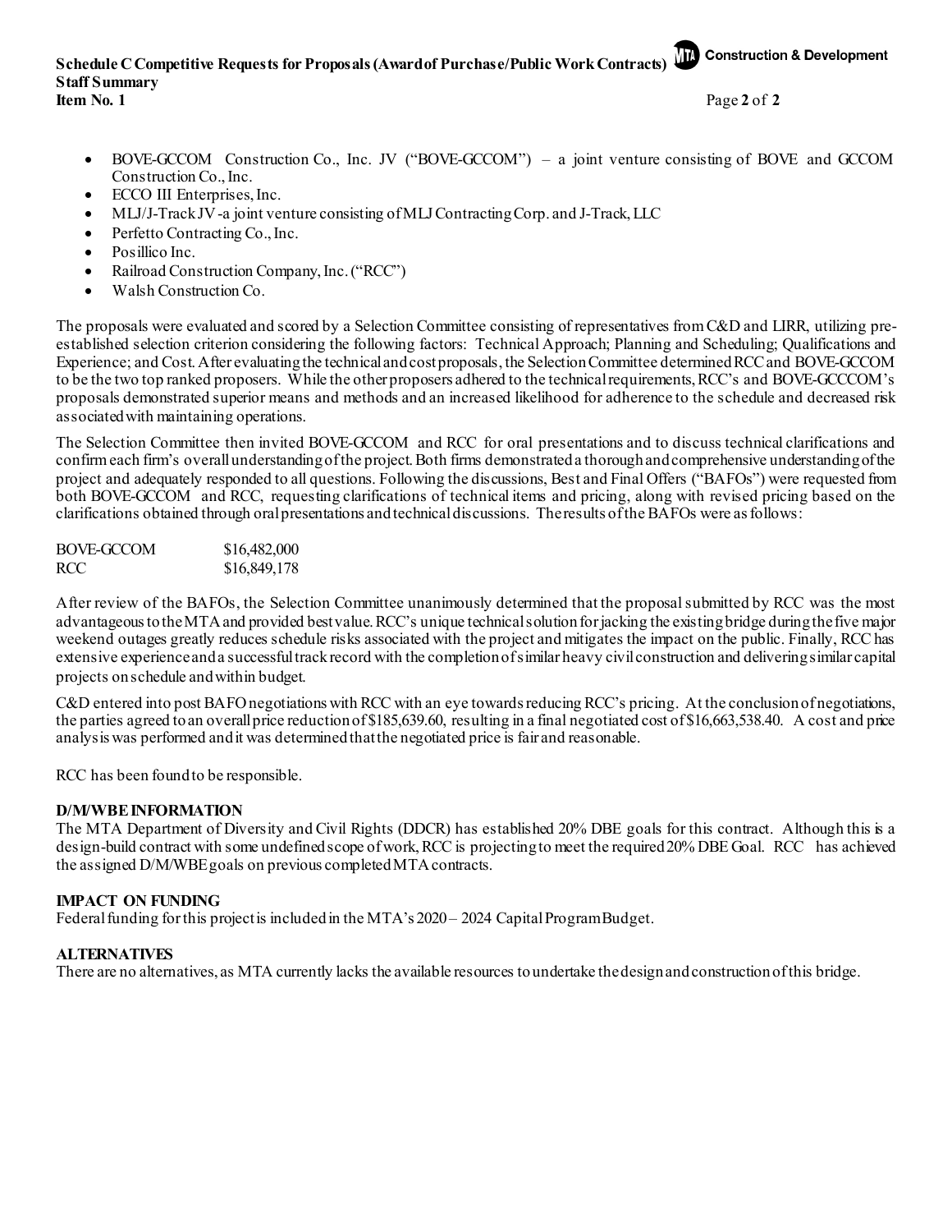- BOVE-GCCOM Construction Co., Inc. JV ("BOVE-GCCOM") – a joint venture consisting of BOVE and GCCOM Construction Co., Inc.
- ECCO III Enterprises, Inc.
- MLJ/J-Track JV -a joint venture consisting of MLJ Contracting Corp. and J-Track, LLC
- Perfetto Contracting Co., Inc.
- Posillico Inc.
- Railroad Construction Company, Inc. ("RCC")
- Walsh Construction Co.

The proposals were evaluated and scored by a Selection Committee consisting of representatives from C&D and LIRR, utilizing pre-established selection criterion considering the following factors: Technical Approach; Planning and Scheduling; Qualifications and Experience; and Cost. After evaluating the technical and cost proposals, the Selection Committee determined RCC and BOVE-GCCOM to be the two top ranked proposers. While the other proposers adhered to the technical requirements, RCC's and BOVE-GCCCOM's proposals demonstrated superior means and methods and an increased likelihood for adherence to the schedule and decreased risk associated with maintaining operations.

The Selection Committee then invited BOVE-GCCOM and RCC for oral presentations and to discuss technical clarifications and confirm each firm's overall understanding of the project. Both firms demonstrated a thorough and comprehensive understanding of the project and adequately responded to all questions. Following the discussions, Best and Final Offers ("BAFOs") were requested from both BOVE-GCCOM and RCC, requesting clarifications of technical items and pricing, along with revised pricing based on the clarifications obtained through oral presentations and technical discussions. The results of the BAFOs were as follows:

| | |
|---|---|
| BOVE-GCCOM | $16,482,000 |
| RCC | $16,849,178 |

After review of the BAFOs, the Selection Committee unanimously determined that the proposal submitted by RCC was the most advantageous to the MTA and provided best value. RCC's unique technical solution for jacking the existing bridge during the five major weekend outages greatly reduces schedule risks associated with the project and mitigates the impact on the public. Finally, RCC has extensive experience and a successful track record with the completion of similar heavy civil construction and delivering similar capital projects on schedule and within budget.

C&D entered into post BAFO negotiations with RCC with an eye towards reducing RCC's pricing. At the conclusion of negotiations, the parties agreed to an overall price reduction of $185,639.60, resulting in a final negotiated cost of $16,663,538.40. A cost and price analysis was performed and it was determined that the negotiated price is fair and reasonable.

RCC has been found to be responsible.

**D/M/WBE INFORMATION**

The MTA Department of Diversity and Civil Rights (DDCR) has established 20% DBE goals for this contract. Although this is a design-build contract with some undefined scope of work, RCC is projecting to meet the required 20% DBE Goal. RCC has achieved the assigned D/M/WBE goals on previous completed MTA contracts.

**IMPACT ON FUNDING**

Federal funding for this project is included in the MTA's 2020 – 2024 Capital Program Budget.

**ALTERNATIVES**

There are no alternatives, as MTA currently lacks the available resources to undertake the design and construction of this bridge.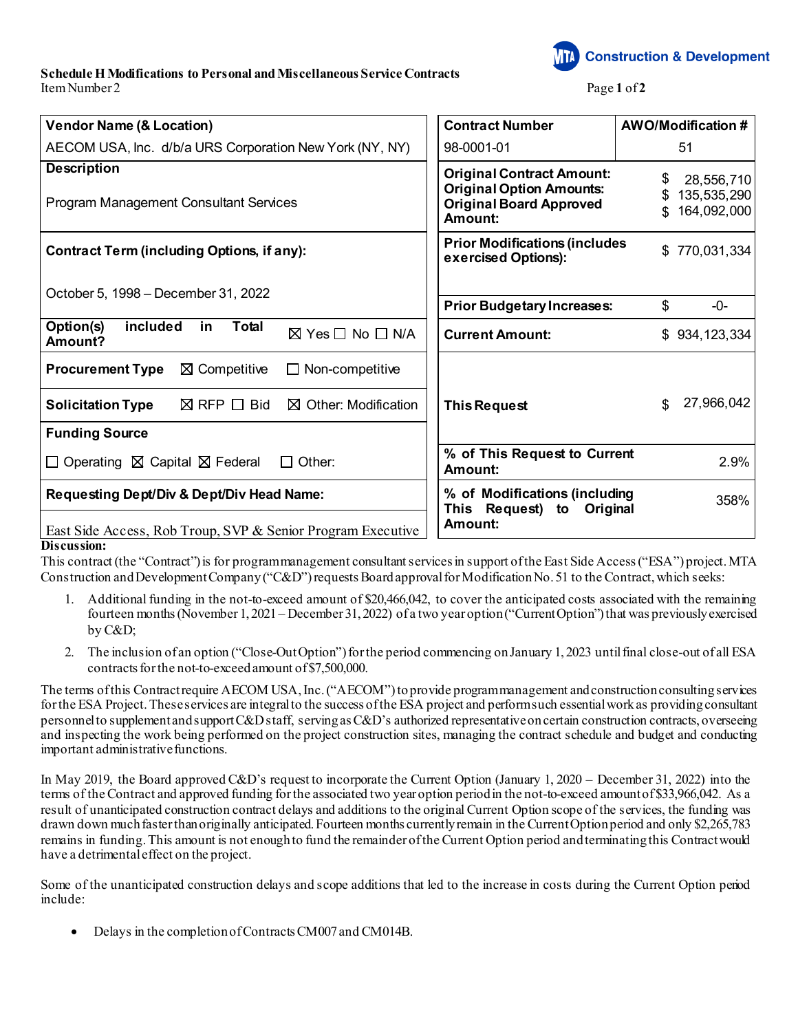**Schedule H Modifications to Personal and Miscellaneous Service Contracts**
Item Number 2

| Vendor Name (& Location) | |
|---|---|
| AECOM USA, Inc. d/b/a URS Corporation New York (NY, NY) | |
| **Description** | |
| Program Management Consultant Services | |
| **Contract Term (including Options, if any):** | |
| October 5, 1998 – December 31, 2022 | |
| **Option(s) included in Total Amount?** | ☒ Yes ☐ No ☐ N/A |
| **Procurement Type** | ☒ Competitive ☐ Non-competitive |
| **Solicitation Type** | ☒ RFP ☐ Bid ☒ Other: Modification |
| **Funding Source** | |
| ☐ Operating ☒ Capital ☒ Federal ☐ Other: | |
| **Requesting Dept/Div & Dept/Div Head Name:** | |
| East Side Access, Rob Troup, SVP & Senior Program Executive | |

| Contract Number | AWO/Modification # |
|---|---|
| 98-0001-01 | 51 |
| **Original Contract Amount:** | $ 28,556,710 |
| **Original Option Amounts:** | $ 135,535,290 |
| **Original Board Approved Amount:** | $ 164,092,000 |
| **Prior Modifications (includes exercised Options):** | $ 770,031,334 |
| **Prior Budgetary Increases:** | $ -0- |
| **Current Amount:** | $ 934,123,334 |
| **This Request** | $ 27,966,042 |
| **% of This Request to Current Amount:** | 2.9% |
| **% of Modifications (including This Request) to Original Amount:** | 358% |

**Discussion:**

This contract (the "Contract") is for program management consultant services in support of the East Side Access ("ESA") project. MTA Construction and Development Company ("C&D") requests Board approval for Modification No. 51 to the Contract, which seeks:

1. Additional funding in the not-to-exceed amount of $20,466,042, to cover the anticipated costs associated with the remaining fourteen months (November 1, 2021 – December 31, 2022) of a two year option ("Current Option") that was previously exercised by C&D;
2. The inclusion of an option ("Close-Out Option") for the period commencing on January 1, 2023 until final close-out of all ESA contracts for the not-to-exceed amount of $7,500,000.

The terms of this Contract require AECOM USA, Inc. ("AECOM") to provide program management and construction consulting services for the ESA Project. These services are integral to the success of the ESA project and perform such essential work as providing consultant personnel to supplement and support C&D staff, serving as C&D's authorized representative on certain construction contracts, overseeing and inspecting the work being performed on the project construction sites, managing the contract schedule and budget and conducting important administrative functions.

In May 2019, the Board approved C&D's request to incorporate the Current Option (January 1, 2020 – December 31, 2022) into the terms of the Contract and approved funding for the associated two year option period in the not-to-exceed amount of $33,966,042. As a result of unanticipated construction contract delays and additions to the original Current Option scope of the services, the funding was drawn down much faster than originally anticipated. Fourteen months currently remain in the Current Option period and only $2,265,783 remains in funding. This amount is not enough to fund the remainder of the Current Option period and terminating this Contract would have a detrimental effect on the project.

Some of the unanticipated construction delays and scope additions that led to the increase in costs during the Current Option period include:

- Delays in the completion of Contracts CM007 and CM014B.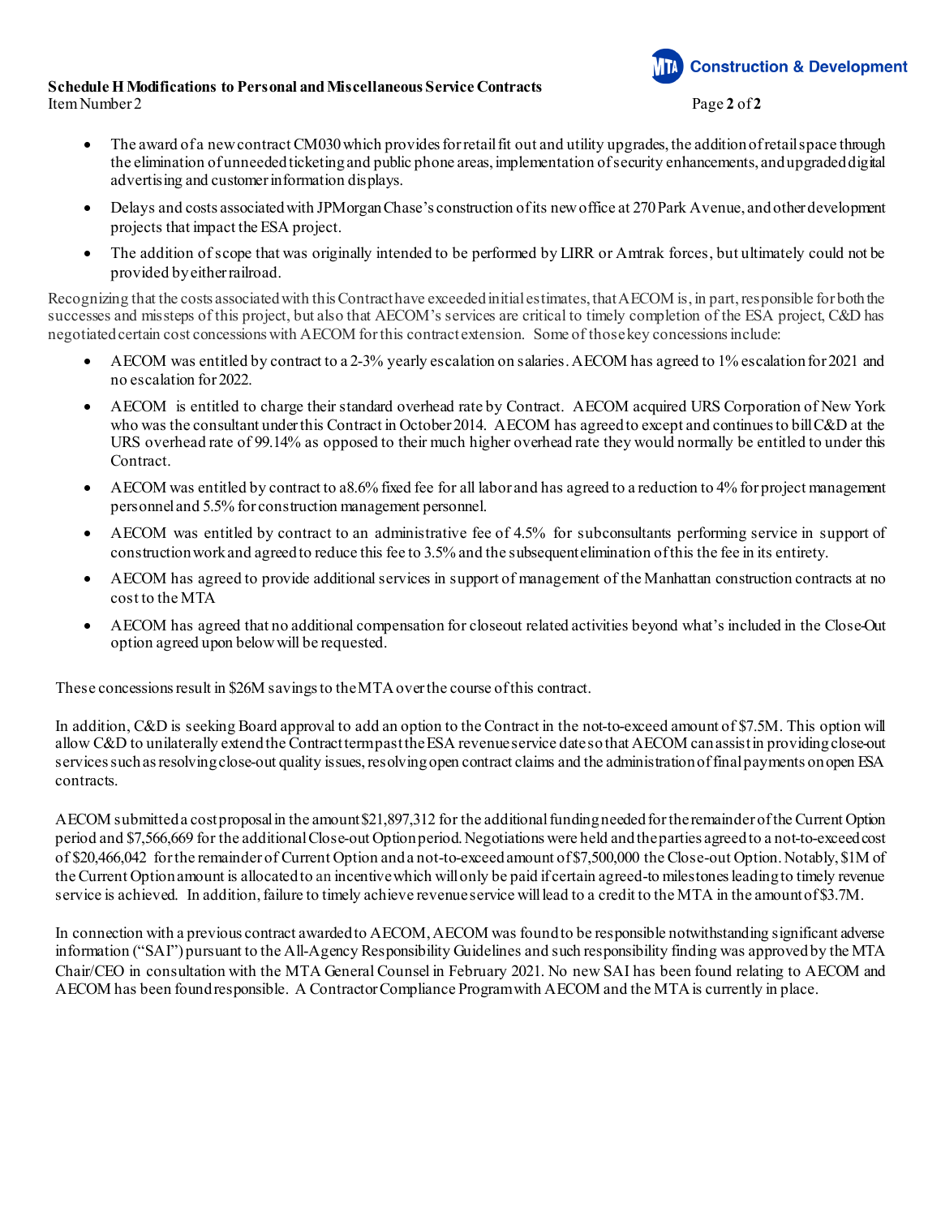- The award of a new contract CM030 which provides for retail fit out and utility upgrades, the addition of retail space through the elimination of unneeded ticketing and public phone areas, implementation of security enhancements, and upgraded digital advertising and customer information displays.
- Delays and costs associated with JPMorgan Chase's construction of its new office at 270 Park Avenue, and other development projects that impact the ESA project.
- The addition of scope that was originally intended to be performed by LIRR or Amtrak forces, but ultimately could not be provided by either railroad.

Recognizing that the costs associated with this Contract have exceeded initial estimates, that AECOM is, in part, responsible for both the successes and missteps of this project, but also that AECOM's services are critical to timely completion of the ESA project, C&D has negotiated certain cost concessions with AECOM for this contract extension. Some of those key concessions include:

- AECOM was entitled by contract to a 2-3% yearly escalation on salaries. AECOM has agreed to 1% escalation for 2021 and no escalation for 2022.
- AECOM is entitled to charge their standard overhead rate by Contract. AECOM acquired URS Corporation of New York who was the consultant under this Contract in October 2014. AECOM has agreed to except and continues to bill C&D at the URS overhead rate of 99.14% as opposed to their much higher overhead rate they would normally be entitled to under this Contract.
- AECOM was entitled by contract to a8.6% fixed fee for all labor and has agreed to a reduction to 4% for project management personnel and 5.5% for construction management personnel.
- AECOM was entitled by contract to an administrative fee of 4.5% for subconsultants performing service in support of construction work and agreed to reduce this fee to 3.5% and the subsequent elimination of this the fee in its entirety.
- AECOM has agreed to provide additional services in support of management of the Manhattan construction contracts at no cost to the MTA
- AECOM has agreed that no additional compensation for closeout related activities beyond what's included in the Close-Out option agreed upon below will be requested.

These concessions result in $26M savings to the MTA over the course of this contract.

In addition, C&D is seeking Board approval to add an option to the Contract in the not-to-exceed amount of $7.5M. This option will allow C&D to unilaterally extend the Contract term past the ESA revenue service date so that AECOM can assist in providing close-out services such as resolving close-out quality issues, resolving open contract claims and the administration of final payments on open ESA contracts.

AECOM submitted a cost proposal in the amount $21,897,312 for the additional funding needed for the remainder of the Current Option period and $7,566,669 for the additional Close-out Option period. Negotiations were held and the parties agreed to a not-to-exceed cost of $20,466,042 for the remainder of Current Option and a not-to-exceed amount of $7,500,000 the Close-out Option. Notably, $1M of the Current Option amount is allocated to an incentive which will only be paid if certain agreed-to milestones leading to timely revenue service is achieved. In addition, failure to timely achieve revenue service will lead to a credit to the MTA in the amount of $3.7M.

In connection with a previous contract awarded to AECOM, AECOM was found to be responsible notwithstanding significant adverse information ("SAI") pursuant to the All-Agency Responsibility Guidelines and such responsibility finding was approved by the MTA Chair/CEO in consultation with the MTA General Counsel in February 2021. No new SAI has been found relating to AECOM and AECOM has been found responsible. A Contractor Compliance Program with AECOM and the MTA is currently in place.